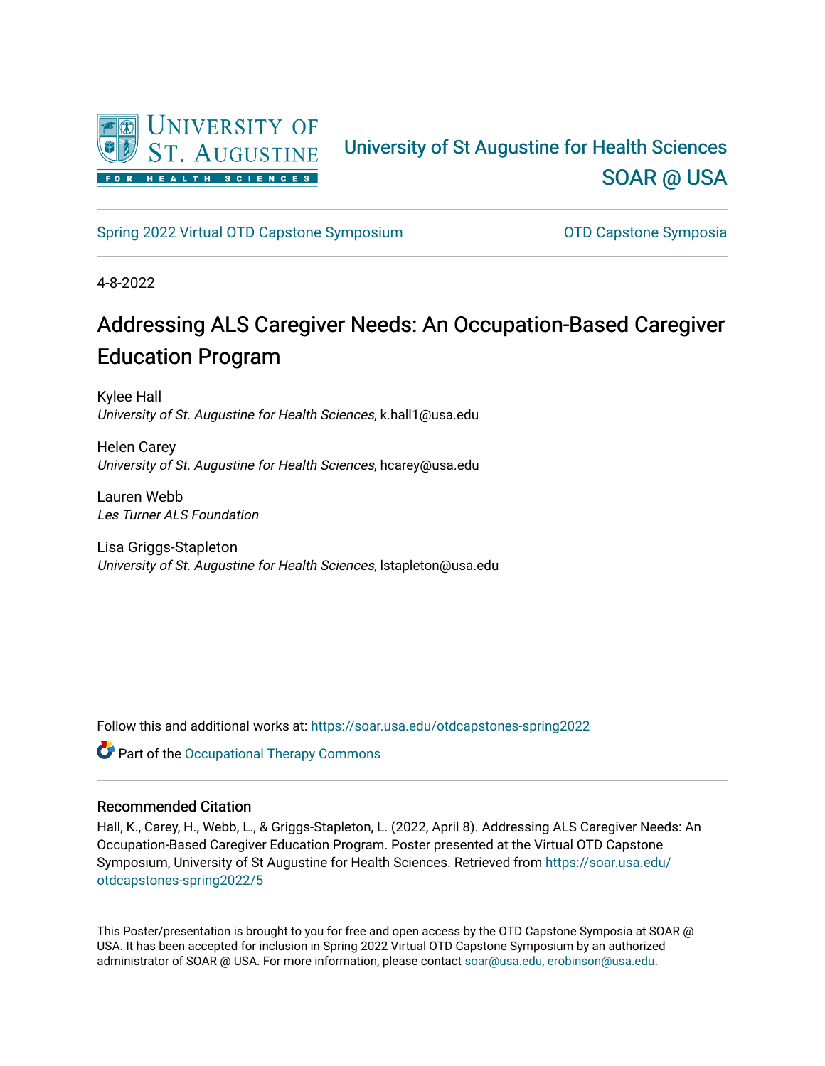University of St Augustine for Health Sciences

SOAR @ USA

Spring 2022 Virtual OTD Capstone Symposium

OTD Capstone Symposia

4-8-2022

# Addressing ALS Caregiver Needs: An Occupation-Based Caregiver Education Program

Kylee Hall
*University of St. Augustine for Health Sciences*, k.hall1@usa.edu

Helen Carey
*University of St. Augustine for Health Sciences*, hcarey@usa.edu

Lauren Webb
*Les Turner ALS Foundation*

Lisa Griggs-Stapleton
*University of St. Augustine for Health Sciences*, lstapleton@usa.edu

Follow this and additional works at: https://soar.usa.edu/otdcapstones-spring2022

Part of the Occupational Therapy Commons

## Recommended Citation

Hall, K., Carey, H., Webb, L., & Griggs-Stapleton, L. (2022, April 8). Addressing ALS Caregiver Needs: An Occupation-Based Caregiver Education Program. Poster presented at the Virtual OTD Capstone Symposium, University of St Augustine for Health Sciences. Retrieved from https://soar.usa.edu/otdcapstones-spring2022/5

This Poster/presentation is brought to you for free and open access by the OTD Capstone Symposia at SOAR @ USA. It has been accepted for inclusion in Spring 2022 Virtual OTD Capstone Symposium by an authorized administrator of SOAR @ USA. For more information, please contact soar@usa.edu, erobinson@usa.edu.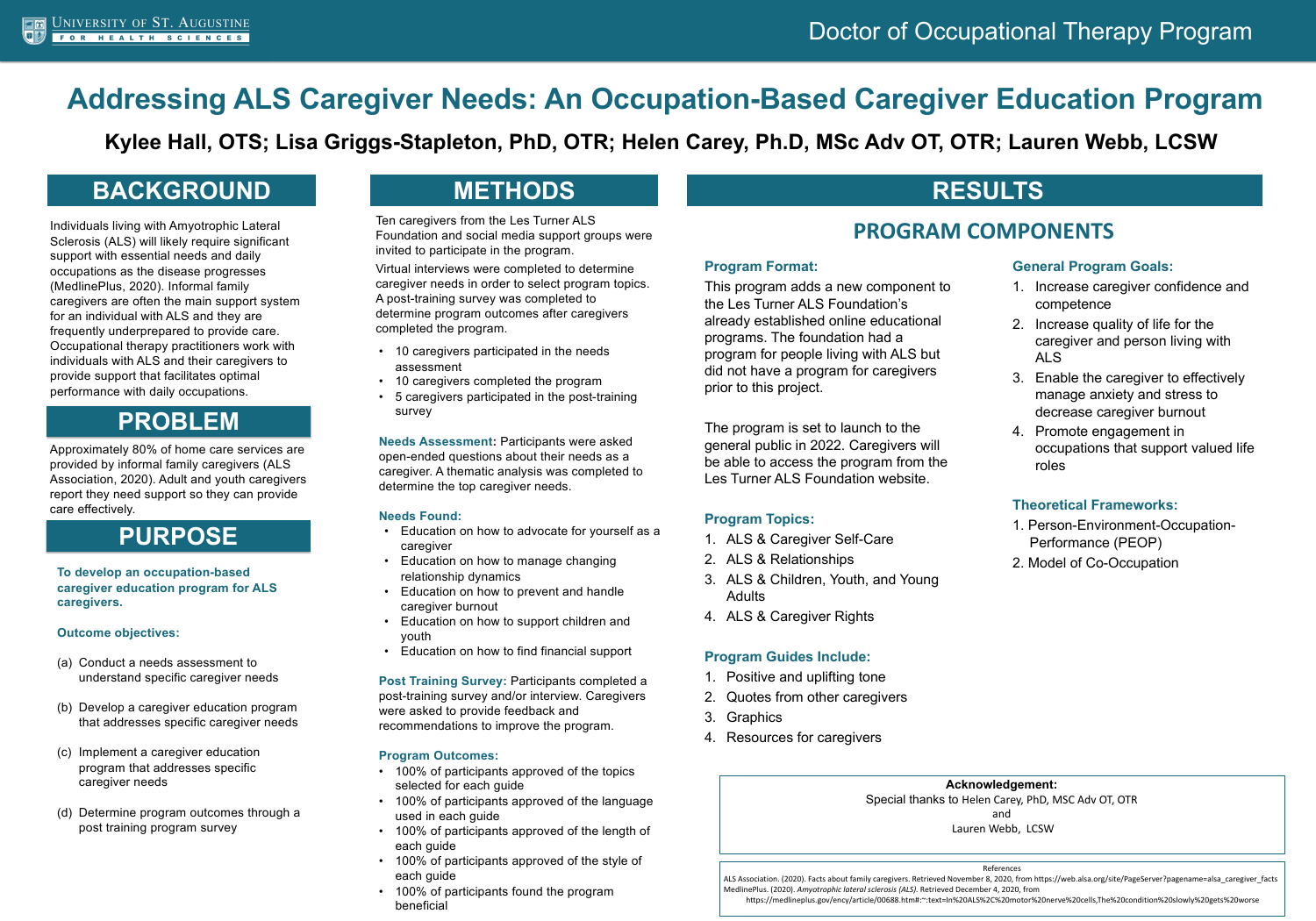University of St. Augustine for Health Sciences

Doctor of Occupational Therapy Program

# Addressing ALS Caregiver Needs: An Occupation-Based Caregiver Education Program

**Kylee Hall, OTS; Lisa Griggs-Stapleton, PhD, OTR; Helen Carey, Ph.D, MSc Adv OT, OTR; Lauren Webb, LCSW**

## BACKGROUND

Individuals living with Amyotrophic Lateral Sclerosis (ALS) will likely require significant support with essential needs and daily occupations as the disease progresses (MedlinePlus, 2020). Informal family caregivers are often the main support system for an individual with ALS and they are frequently underprepared to provide care. Occupational therapy practitioners work with individuals with ALS and their caregivers to provide support that facilitates optimal performance with daily occupations.

## PROBLEM

Approximately 80% of home care services are provided by informal family caregivers (ALS Association, 2020). Adult and youth caregivers report they need support so they can provide care effectively.

## PURPOSE

**To develop an occupation-based caregiver education program for ALS caregivers.**

**Outcome objectives:**

(a) Conduct a needs assessment to understand specific caregiver needs

(b) Develop a caregiver education program that addresses specific caregiver needs

(c) Implement a caregiver education program that addresses specific caregiver needs

(d) Determine program outcomes through a post training program survey

## METHODS

Ten caregivers from the Les Turner ALS Foundation and social media support groups were invited to participate in the program.

Virtual interviews were completed to determine caregiver needs in order to select program topics. A post-training survey was completed to determine program outcomes after caregivers completed the program.

- 10 caregivers participated in the needs assessment
- 10 caregivers completed the program
- 5 caregivers participated in the post-training survey

**Needs Assessment:** Participants were asked open-ended questions about their needs as a caregiver. A thematic analysis was completed to determine the top caregiver needs.

**Needs Found:**

- Education on how to advocate for yourself as a caregiver
- Education on how to manage changing relationship dynamics
- Education on how to prevent and handle caregiver burnout
- Education on how to support children and youth
- Education on how to find financial support

**Post Training Survey:** Participants completed a post-training survey and/or interview. Caregivers were asked to provide feedback and recommendations to improve the program.

**Program Outcomes:**

- 100% of participants approved of the topics selected for each guide
- 100% of participants approved of the language used in each guide
- 100% of participants approved of the length of each guide
- 100% of participants approved of the style of each guide
- 100% of participants found the program beneficial

## RESULTS

### PROGRAM COMPONENTS

**Program Format:**

This program adds a new component to the Les Turner ALS Foundation's already established online educational programs. The foundation had a program for people living with ALS but did not have a program for caregivers prior to this project.

The program is set to launch to the general public in 2022. Caregivers will be able to access the program from the Les Turner ALS Foundation website.

**Program Topics:**

1. ALS & Caregiver Self-Care
2. ALS & Relationships
3. ALS & Children, Youth, and Young Adults
4. ALS & Caregiver Rights

**Program Guides Include:**

1. Positive and uplifting tone
2. Quotes from other caregivers
3. Graphics
4. Resources for caregivers

**General Program Goals:**

1. Increase caregiver confidence and competence
2. Increase quality of life for the caregiver and person living with ALS
3. Enable the caregiver to effectively manage anxiety and stress to decrease caregiver burnout
4. Promote engagement in occupations that support valued life roles

**Theoretical Frameworks:**

1. Person-Environment-Occupation-Performance (PEOP)
2. Model of Co-Occupation

**Acknowledgement:**

Special thanks to Helen Carey, PhD, MSC Adv OT, OTR and Lauren Webb, LCSW

References

ALS Association. (2020). Facts about family caregivers. Retrieved November 8, 2020, from https://web.alsa.org/site/PageServer?pagename=alsa_caregiver_facts

MedlinePlus. (2020). *Amyotrophic lateral sclerosis (ALS).* Retrieved December 4, 2020, from https://medlineplus.gov/ency/article/00688.htm#:~:text=In%20ALS%2C%20motor%20nerve%20cells,The%20condition%20slowly%20gets%20worse